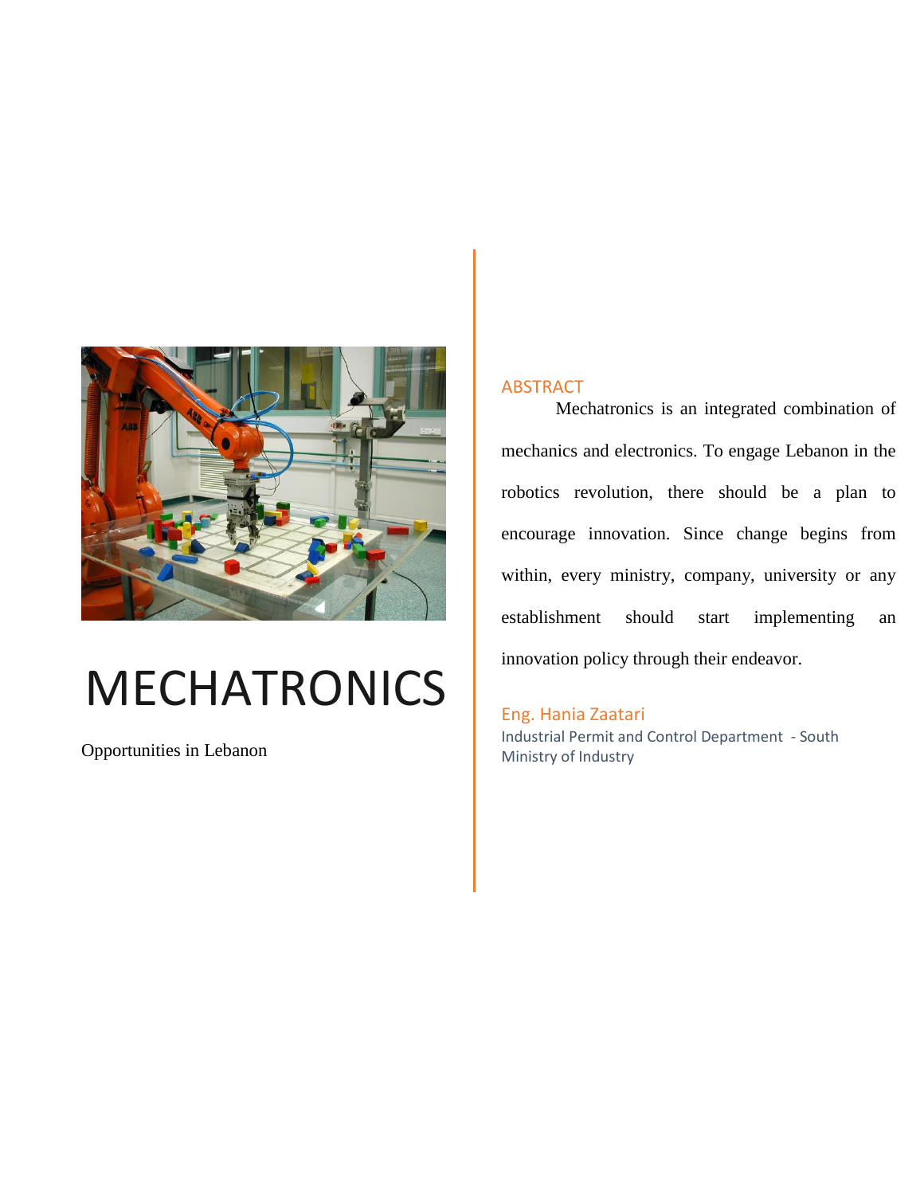# MECHATRONICS

Opportunities in Lebanon

## ABSTRACT

Mechatronics is an integrated combination of mechanics and electronics. To engage Lebanon in the robotics revolution, there should be a plan to encourage innovation. Since change begins from within, every ministry, company, university or any establishment should start implementing an innovation policy through their endeavor.

Eng. Hania Zaatari
Industrial Permit and Control Department - South
Ministry of Industry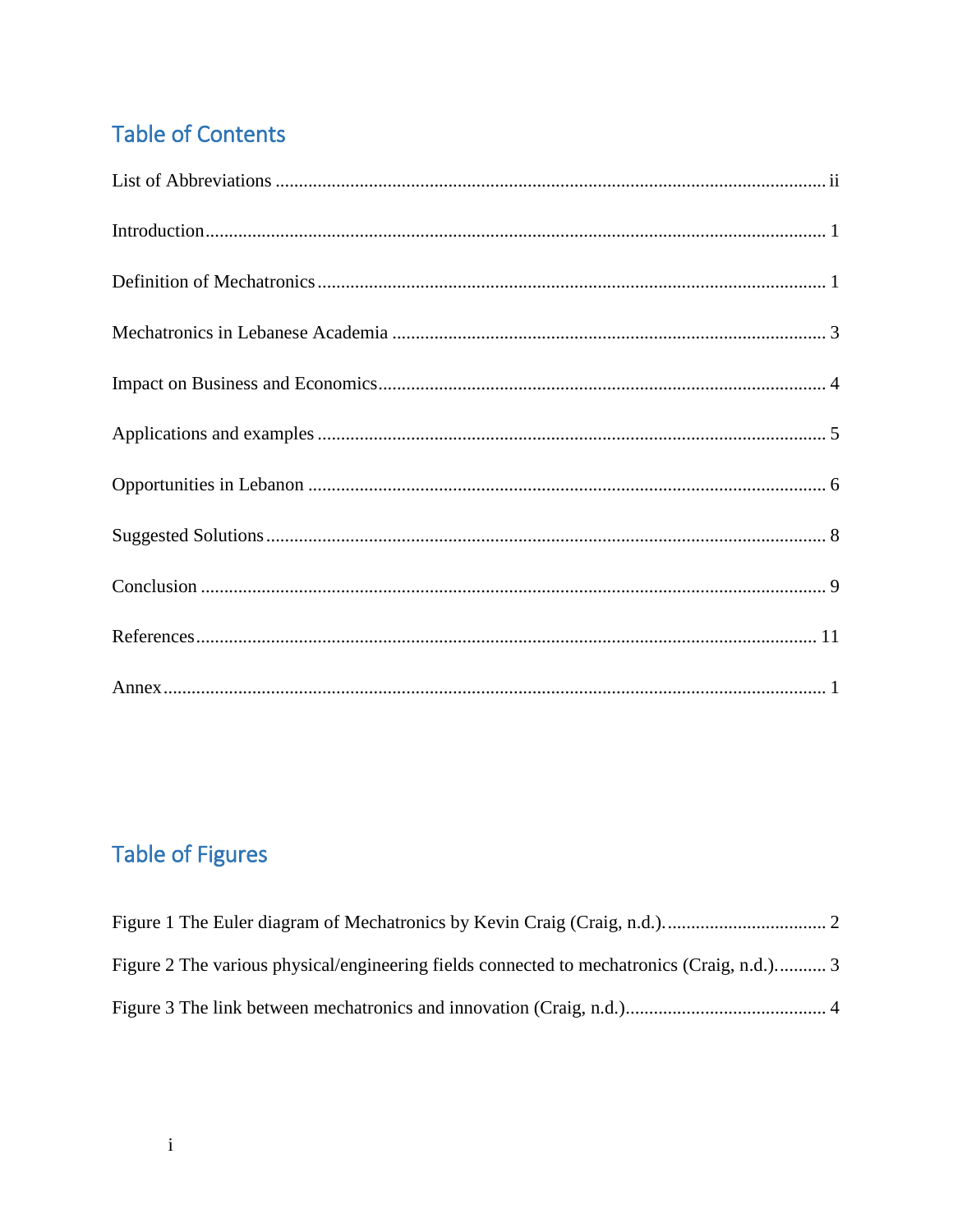## Table of Contents

List of Abbreviations ..................................................................................................... ii

Introduction .................................................................................................................... 1

Definition of Mechatronics ............................................................................................. 1

Mechatronics in Lebanese Academia ............................................................................. 3

Impact on Business and Economics ................................................................................ 4

Applications and examples ............................................................................................ 5

Opportunities in Lebanon ............................................................................................... 6

Suggested Solutions ........................................................................................................ 8

Conclusion ...................................................................................................................... 9

References ..................................................................................................................... 11

Annex .............................................................................................................................. 1

## Table of Figures

Figure 1 The Euler diagram of Mechatronics by Kevin Craig (Craig, n.d.). .................................. 2

Figure 2 The various physical/engineering fields connected to mechatronics (Craig, n.d.). .......... 3

Figure 3 The link between mechatronics and innovation (Craig, n.d.) ........................................... 4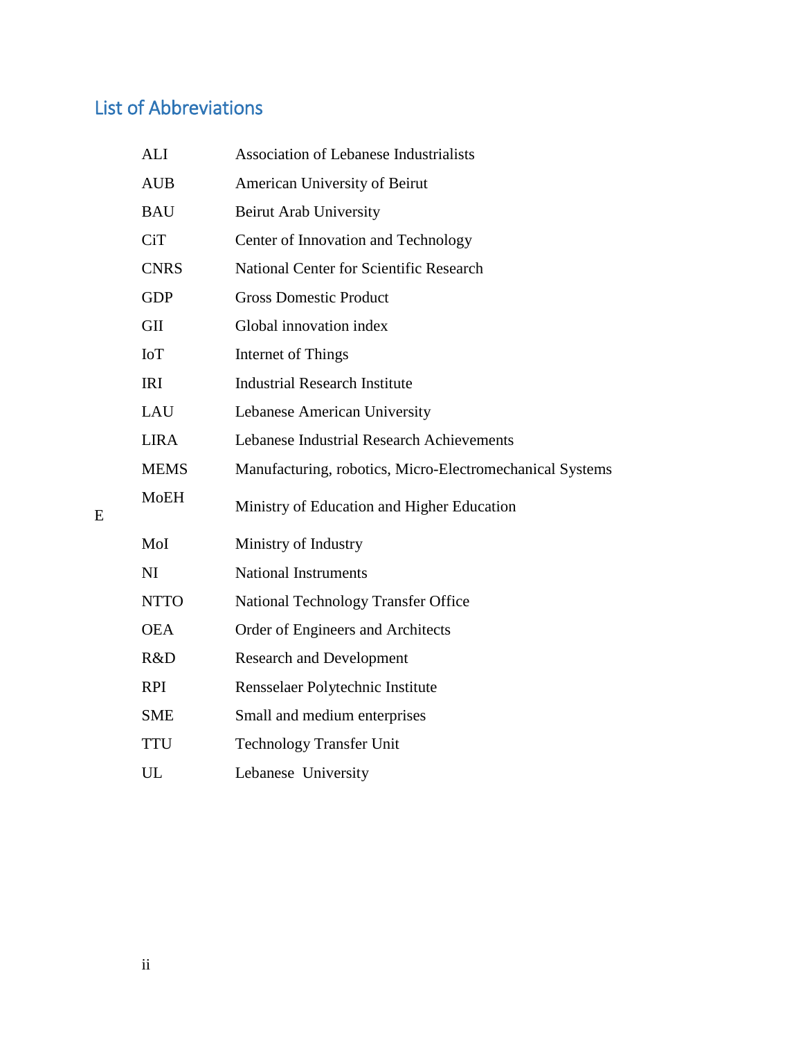## List of Abbreviations

| | |
|---|---|
| ALI | Association of Lebanese Industrialists |
| AUB | American University of Beirut |
| BAU | Beirut Arab University |
| CiT | Center of Innovation and Technology |
| CNRS | National Center for Scientific Research |
| GDP | Gross Domestic Product |
| GII | Global innovation index |
| IoT | Internet of Things |
| IRI | Industrial Research Institute |
| LAU | Lebanese American University |
| LIRA | Lebanese Industrial Research Achievements |
| MEMS | Manufacturing, robotics, Micro-Electromechanical Systems |
| MoEH | Ministry of Education and Higher Education |
| MoI | Ministry of Industry |
| NI | National Instruments |
| NTTO | National Technology Transfer Office |
| OEA | Order of Engineers and Architects |
| R&D | Research and Development |
| RPI | Rensselaer Polytechnic Institute |
| SME | Small and medium enterprises |
| TTU | Technology Transfer Unit |
| UL | Lebanese University |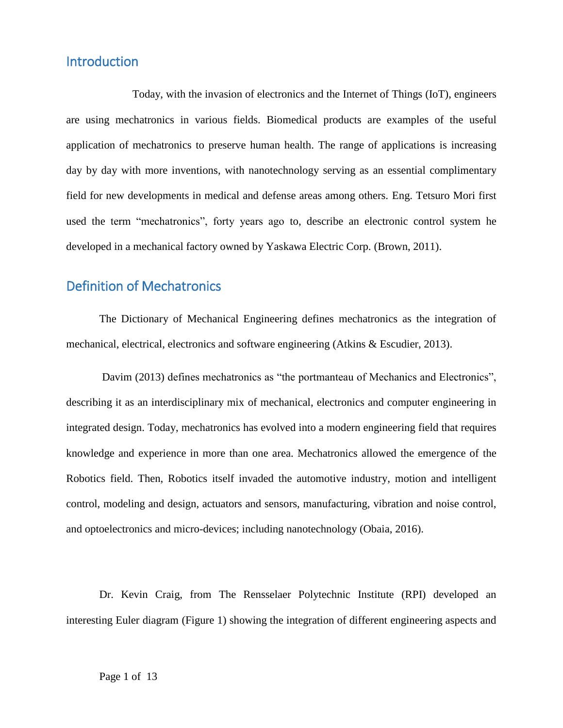## Introduction

Today, with the invasion of electronics and the Internet of Things (IoT), engineers are using mechatronics in various fields. Biomedical products are examples of the useful application of mechatronics to preserve human health. The range of applications is increasing day by day with more inventions, with nanotechnology serving as an essential complimentary field for new developments in medical and defense areas among others. Eng. Tetsuro Mori first used the term “mechatronics”, forty years ago to, describe an electronic control system he developed in a mechanical factory owned by Yaskawa Electric Corp. (Brown, 2011).

## Definition of Mechatronics

The Dictionary of Mechanical Engineering defines mechatronics as the integration of mechanical, electrical, electronics and software engineering (Atkins & Escudier, 2013).

Davim (2013) defines mechatronics as “the portmanteau of Mechanics and Electronics”, describing it as an interdisciplinary mix of mechanical, electronics and computer engineering in integrated design. Today, mechatronics has evolved into a modern engineering field that requires knowledge and experience in more than one area. Mechatronics allowed the emergence of the Robotics field. Then, Robotics itself invaded the automotive industry, motion and intelligent control, modeling and design, actuators and sensors, manufacturing, vibration and noise control, and optoelectronics and micro-devices; including nanotechnology (Obaia, 2016).

Dr. Kevin Craig, from The Rensselaer Polytechnic Institute (RPI) developed an interesting Euler diagram (Figure 1) showing the integration of different engineering aspects and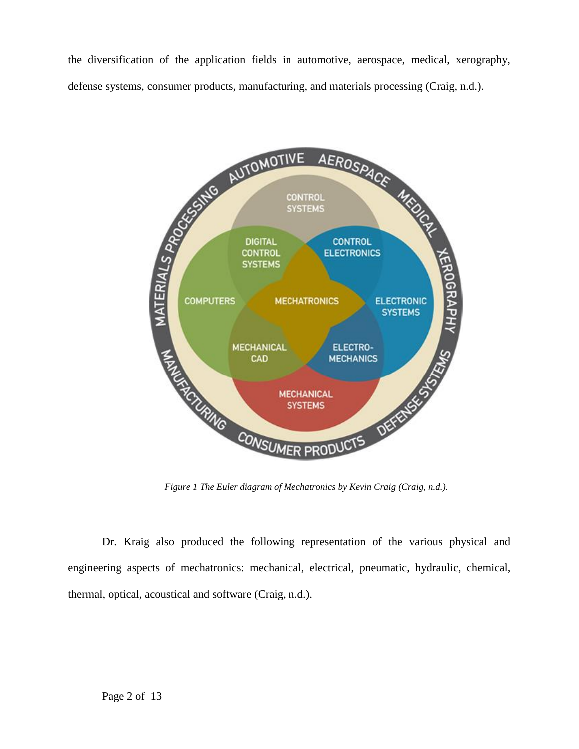the diversification of the application fields in automotive, aerospace, medical, xerography, defense systems, consumer products, manufacturing, and materials processing (Craig, n.d.).

*Figure 1 The Euler diagram of Mechatronics by Kevin Craig (Craig, n.d.).*

Dr. Kraig also produced the following representation of the various physical and engineering aspects of mechatronics: mechanical, electrical, pneumatic, hydraulic, chemical, thermal, optical, acoustical and software (Craig, n.d.).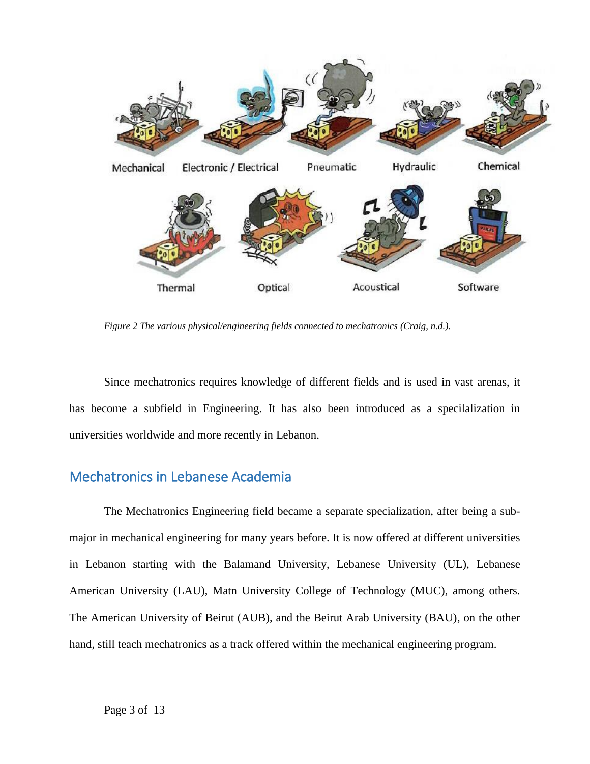*Figure 2 The various physical/engineering fields connected to mechatronics (Craig, n.d.).*

Since mechatronics requires knowledge of different fields and is used in vast arenas, it has become a subfield in Engineering. It has also been introduced as a specilalization in universities worldwide and more recently in Lebanon.

## Mechatronics in Lebanese Academia

The Mechatronics Engineering field became a separate specialization, after being a sub-major in mechanical engineering for many years before. It is now offered at different universities in Lebanon starting with the Balamand University, Lebanese University (UL), Lebanese American University (LAU), Matn University College of Technology (MUC), among others. The American University of Beirut (AUB), and the Beirut Arab University (BAU), on the other hand, still teach mechatronics as a track offered within the mechanical engineering program.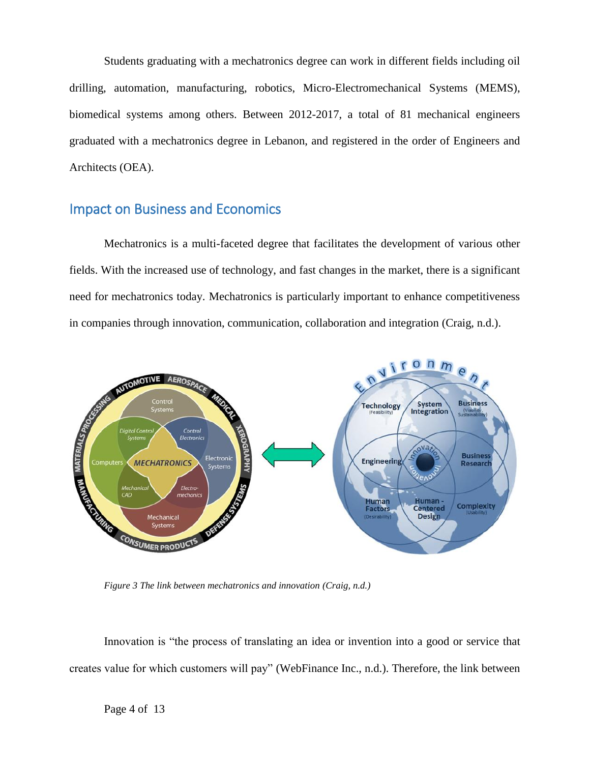Students graduating with a mechatronics degree can work in different fields including oil drilling, automation, manufacturing, robotics, Micro-Electromechanical Systems (MEMS), biomedical systems among others. Between 2012-2017, a total of 81 mechanical engineers graduated with a mechatronics degree in Lebanon, and registered in the order of Engineers and Architects (OEA).

## Impact on Business and Economics

Mechatronics is a multi-faceted degree that facilitates the development of various other fields. With the increased use of technology, and fast changes in the market, there is a significant need for mechatronics today. Mechatronics is particularly important to enhance competitiveness in companies through innovation, communication, collaboration and integration (Craig, n.d.).

*Figure 3 The link between mechatronics and innovation (Craig, n.d.)*

Innovation is "the process of translating an idea or invention into a good or service that creates value for which customers will pay" (WebFinance Inc., n.d.). Therefore, the link between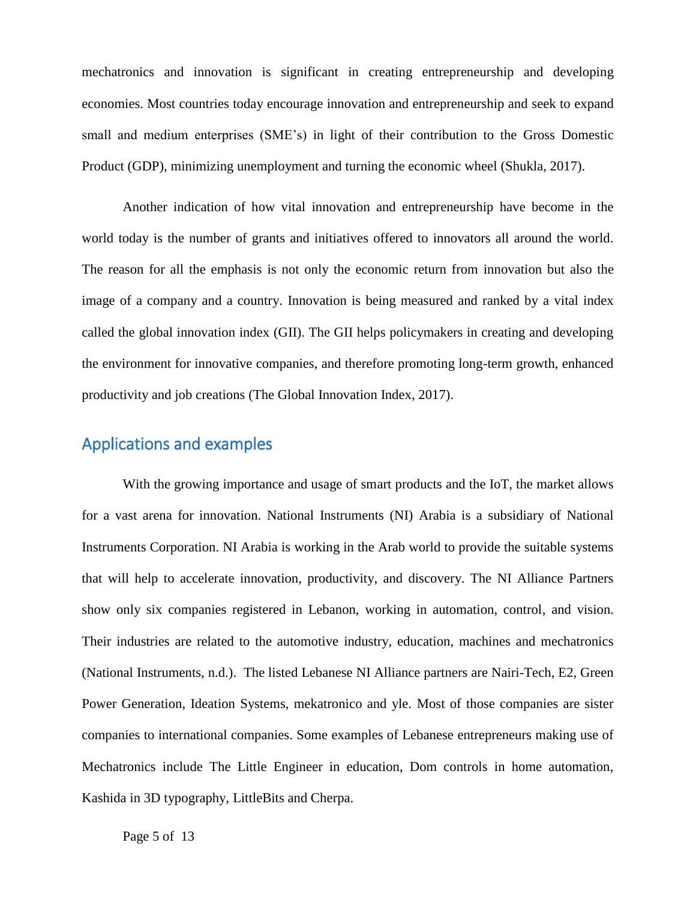mechatronics and innovation is significant in creating entrepreneurship and developing economies. Most countries today encourage innovation and entrepreneurship and seek to expand small and medium enterprises (SME's) in light of their contribution to the Gross Domestic Product (GDP), minimizing unemployment and turning the economic wheel (Shukla, 2017).

Another indication of how vital innovation and entrepreneurship have become in the world today is the number of grants and initiatives offered to innovators all around the world. The reason for all the emphasis is not only the economic return from innovation but also the image of a company and a country. Innovation is being measured and ranked by a vital index called the global innovation index (GII). The GII helps policymakers in creating and developing the environment for innovative companies, and therefore promoting long-term growth, enhanced productivity and job creations (The Global Innovation Index, 2017).

## Applications and examples

With the growing importance and usage of smart products and the IoT, the market allows for a vast arena for innovation. National Instruments (NI) Arabia is a subsidiary of National Instruments Corporation. NI Arabia is working in the Arab world to provide the suitable systems that will help to accelerate innovation, productivity, and discovery. The NI Alliance Partners show only six companies registered in Lebanon, working in automation, control, and vision. Their industries are related to the automotive industry, education, machines and mechatronics (National Instruments, n.d.). The listed Lebanese NI Alliance partners are Nairi-Tech, E2, Green Power Generation, Ideation Systems, mekatronico and yle. Most of those companies are sister companies to international companies. Some examples of Lebanese entrepreneurs making use of Mechatronics include The Little Engineer in education, Dom controls in home automation, Kashida in 3D typography, LittleBits and Cherpa.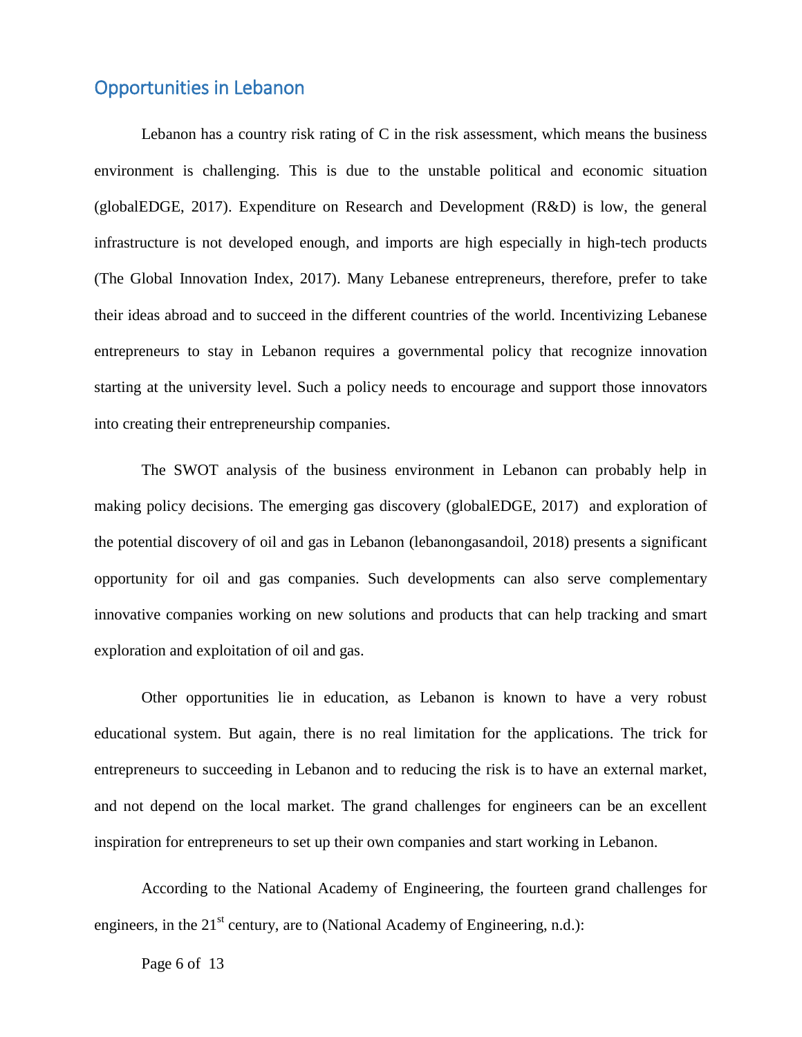## Opportunities in Lebanon

Lebanon has a country risk rating of C in the risk assessment, which means the business environment is challenging. This is due to the unstable political and economic situation (globalEDGE, 2017). Expenditure on Research and Development (R&D) is low, the general infrastructure is not developed enough, and imports are high especially in high-tech products (The Global Innovation Index, 2017). Many Lebanese entrepreneurs, therefore, prefer to take their ideas abroad and to succeed in the different countries of the world. Incentivizing Lebanese entrepreneurs to stay in Lebanon requires a governmental policy that recognize innovation starting at the university level. Such a policy needs to encourage and support those innovators into creating their entrepreneurship companies.

The SWOT analysis of the business environment in Lebanon can probably help in making policy decisions. The emerging gas discovery (globalEDGE, 2017) and exploration of the potential discovery of oil and gas in Lebanon (lebanongasandoil, 2018) presents a significant opportunity for oil and gas companies. Such developments can also serve complementary innovative companies working on new solutions and products that can help tracking and smart exploration and exploitation of oil and gas.

Other opportunities lie in education, as Lebanon is known to have a very robust educational system. But again, there is no real limitation for the applications. The trick for entrepreneurs to succeeding in Lebanon and to reducing the risk is to have an external market, and not depend on the local market. The grand challenges for engineers can be an excellent inspiration for entrepreneurs to set up their own companies and start working in Lebanon.

According to the National Academy of Engineering, the fourteen grand challenges for engineers, in the 21st century, are to (National Academy of Engineering, n.d.):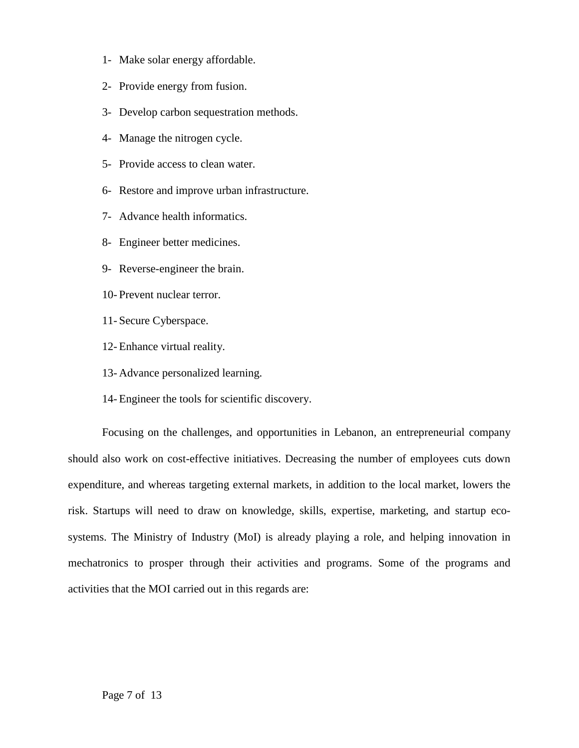1. Make solar energy affordable.
2. Provide energy from fusion.
3. Develop carbon sequestration methods.
4. Manage the nitrogen cycle.
5. Provide access to clean water.
6. Restore and improve urban infrastructure.
7. Advance health informatics.
8. Engineer better medicines.
9. Reverse-engineer the brain.
10. Prevent nuclear terror.
11. Secure Cyberspace.
12. Enhance virtual reality.
13. Advance personalized learning.
14. Engineer the tools for scientific discovery.

Focusing on the challenges, and opportunities in Lebanon, an entrepreneurial company should also work on cost-effective initiatives. Decreasing the number of employees cuts down expenditure, and whereas targeting external markets, in addition to the local market, lowers the risk. Startups will need to draw on knowledge, skills, expertise, marketing, and startup eco-systems. The Ministry of Industry (MoI) is already playing a role, and helping innovation in mechatronics to prosper through their activities and programs. Some of the programs and activities that the MOI carried out in this regards are: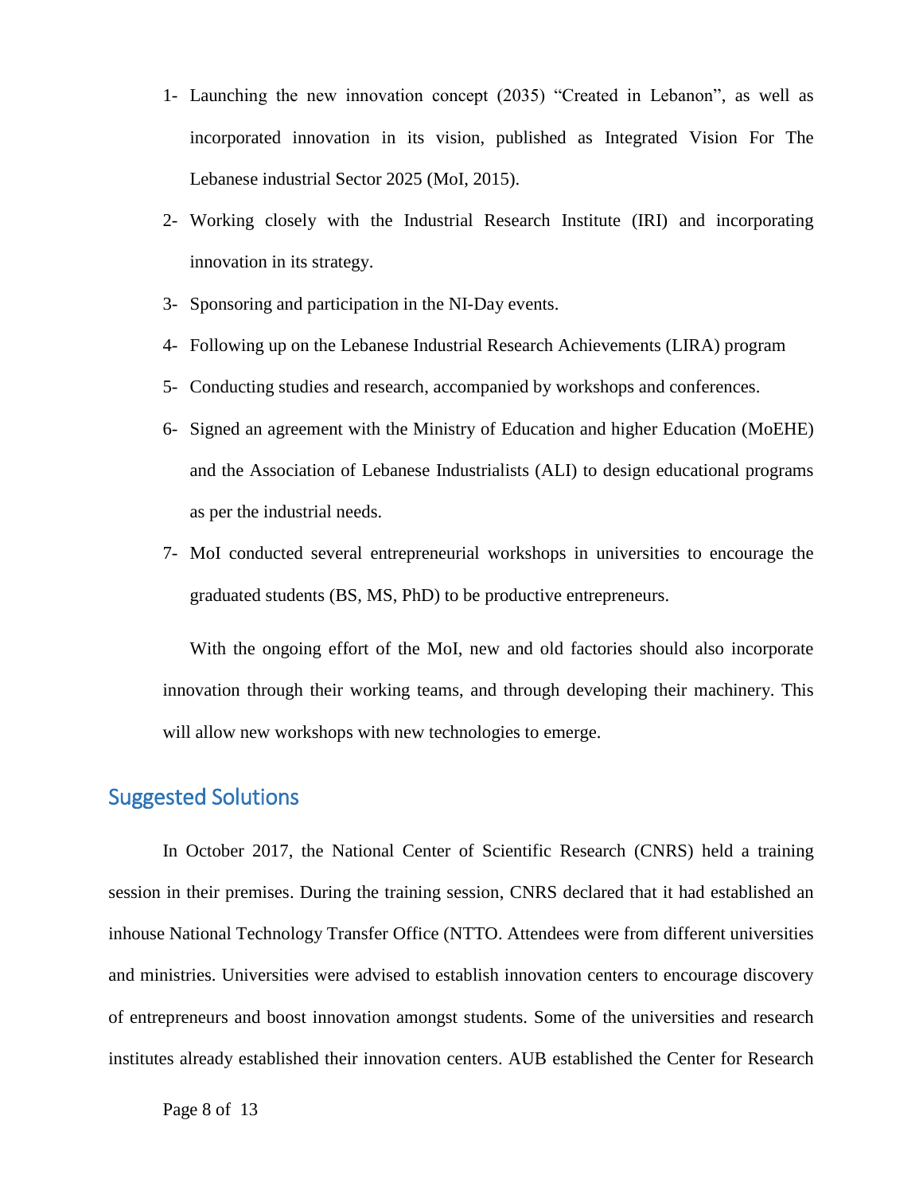1- Launching the new innovation concept (2035) "Created in Lebanon", as well as incorporated innovation in its vision, published as Integrated Vision For The Lebanese industrial Sector 2025 (MoI, 2015).
2- Working closely with the Industrial Research Institute (IRI) and incorporating innovation in its strategy.
3- Sponsoring and participation in the NI-Day events.
4- Following up on the Lebanese Industrial Research Achievements (LIRA) program
5- Conducting studies and research, accompanied by workshops and conferences.
6- Signed an agreement with the Ministry of Education and higher Education (MoEHE) and the Association of Lebanese Industrialists (ALI) to design educational programs as per the industrial needs.
7- MoI conducted several entrepreneurial workshops in universities to encourage the graduated students (BS, MS, PhD) to be productive entrepreneurs.

With the ongoing effort of the MoI, new and old factories should also incorporate innovation through their working teams, and through developing their machinery. This will allow new workshops with new technologies to emerge.

## Suggested Solutions

In October 2017, the National Center of Scientific Research (CNRS) held a training session in their premises. During the training session, CNRS declared that it had established an inhouse National Technology Transfer Office (NTTO. Attendees were from different universities and ministries. Universities were advised to establish innovation centers to encourage discovery of entrepreneurs and boost innovation amongst students. Some of the universities and research institutes already established their innovation centers. AUB established the Center for Research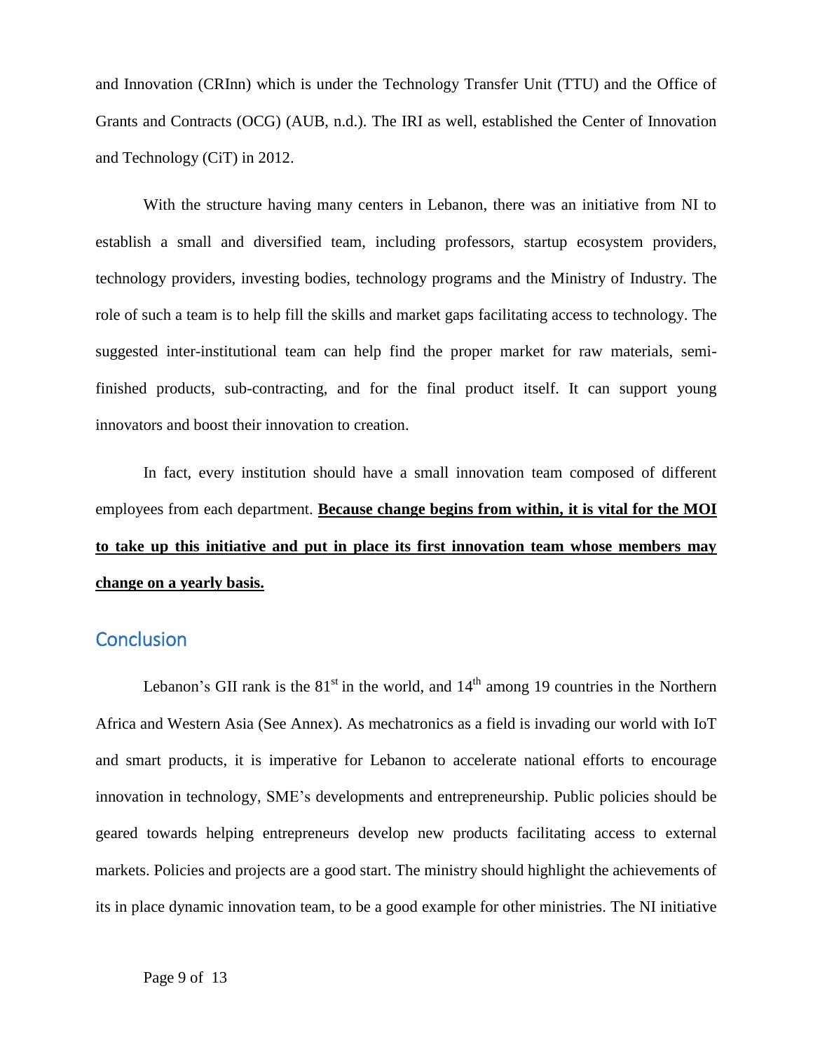and Innovation (CRInn) which is under the Technology Transfer Unit (TTU) and the Office of Grants and Contracts (OCG) (AUB, n.d.). The IRI as well, established the Center of Innovation and Technology (CiT) in 2012.

With the structure having many centers in Lebanon, there was an initiative from NI to establish a small and diversified team, including professors, startup ecosystem providers, technology providers, investing bodies, technology programs and the Ministry of Industry. The role of such a team is to help fill the skills and market gaps facilitating access to technology. The suggested inter-institutional team can help find the proper market for raw materials, semi-finished products, sub-contracting, and for the final product itself. It can support young innovators and boost their innovation to creation.

In fact, every institution should have a small innovation team composed of different employees from each department. <u>**Because change begins from within, it is vital for the MOI to take up this initiative and put in place its first innovation team whose members may change on a yearly basis.**</u>

## Conclusion

Lebanon's GII rank is the 81st in the world, and 14th among 19 countries in the Northern Africa and Western Asia (See Annex). As mechatronics as a field is invading our world with IoT and smart products, it is imperative for Lebanon to accelerate national efforts to encourage innovation in technology, SME's developments and entrepreneurship. Public policies should be geared towards helping entrepreneurs develop new products facilitating access to external markets. Policies and projects are a good start. The ministry should highlight the achievements of its in place dynamic innovation team, to be a good example for other ministries. The NI initiative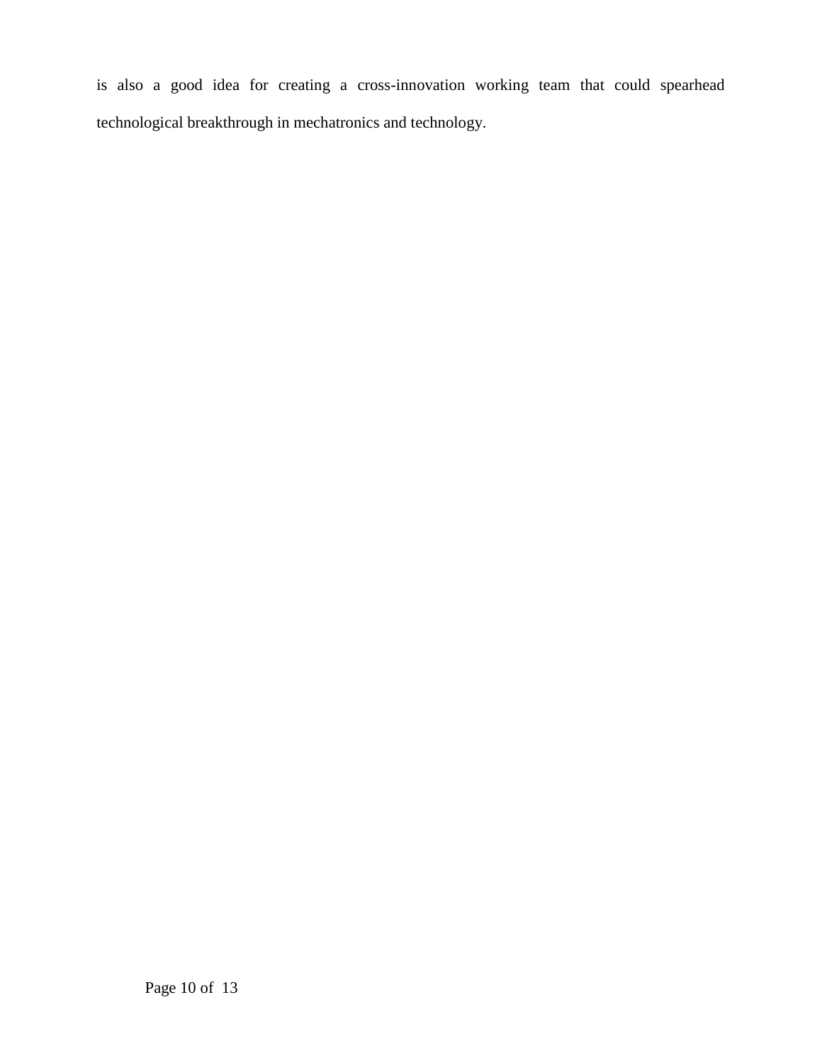is also a good idea for creating a cross-innovation working team that could spearhead technological breakthrough in mechatronics and technology.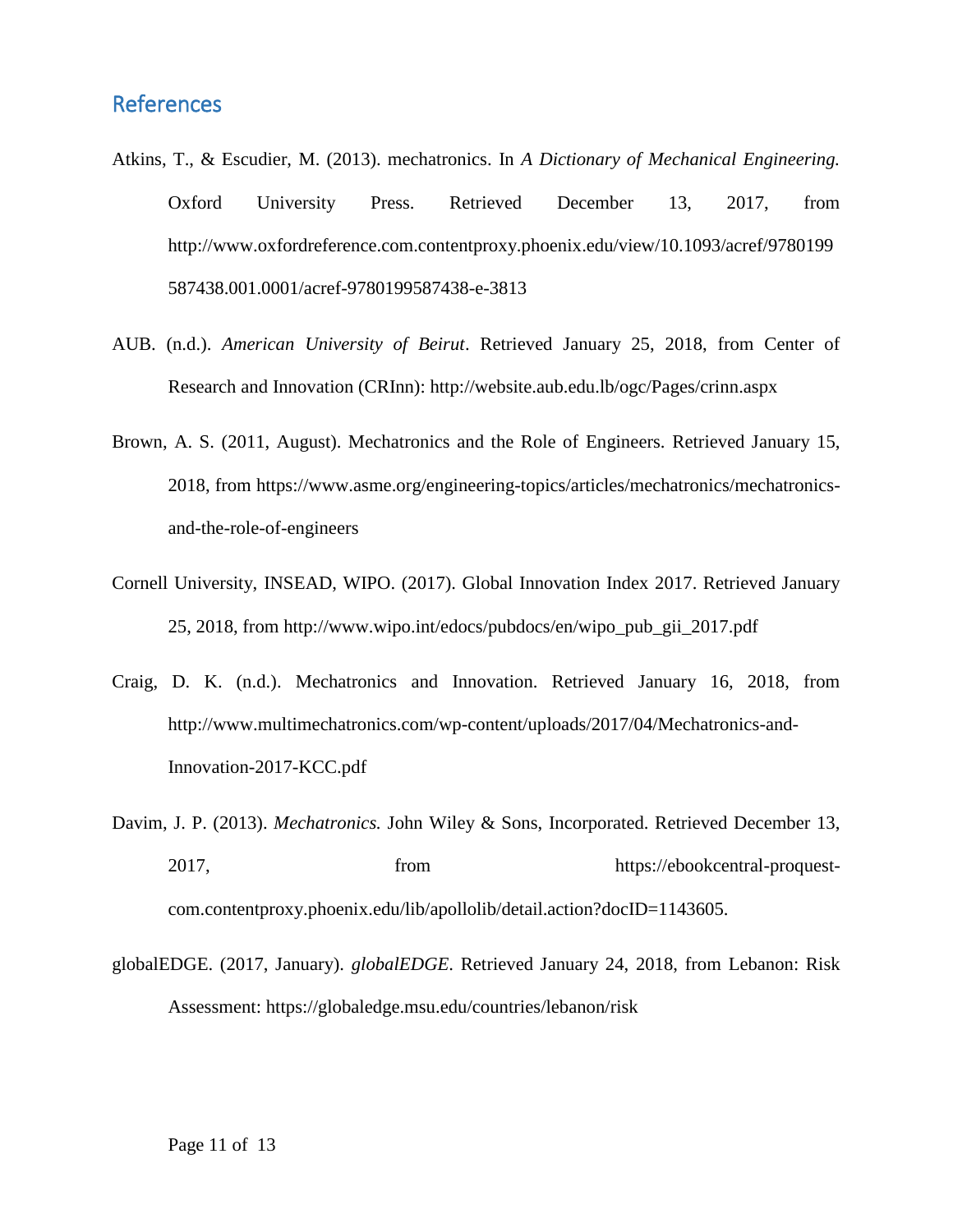## References

Atkins, T., & Escudier, M. (2013). mechatronics. In *A Dictionary of Mechanical Engineering.* Oxford University Press. Retrieved December 13, 2017, from http://www.oxfordreference.com.contentproxy.phoenix.edu/view/10.1093/acref/9780199587438.001.0001/acref-9780199587438-e-3813

AUB. (n.d.). *American University of Beirut*. Retrieved January 25, 2018, from Center of Research and Innovation (CRInn): http://website.aub.edu.lb/ogc/Pages/crinn.aspx

Brown, A. S. (2011, August). Mechatronics and the Role of Engineers. Retrieved January 15, 2018, from https://www.asme.org/engineering-topics/articles/mechatronics/mechatronics-and-the-role-of-engineers

Cornell University, INSEAD, WIPO. (2017). Global Innovation Index 2017. Retrieved January 25, 2018, from http://www.wipo.int/edocs/pubdocs/en/wipo_pub_gii_2017.pdf

Craig, D. K. (n.d.). Mechatronics and Innovation. Retrieved January 16, 2018, from http://www.multimechatronics.com/wp-content/uploads/2017/04/Mechatronics-and-Innovation-2017-KCC.pdf

Davim, J. P. (2013). *Mechatronics.* John Wiley & Sons, Incorporated. Retrieved December 13, 2017, from https://ebookcentral-proquest-com.contentproxy.phoenix.edu/lib/apollolib/detail.action?docID=1143605.

globalEDGE. (2017, January). *globalEDGE*. Retrieved January 24, 2018, from Lebanon: Risk Assessment: https://globaledge.msu.edu/countries/lebanon/risk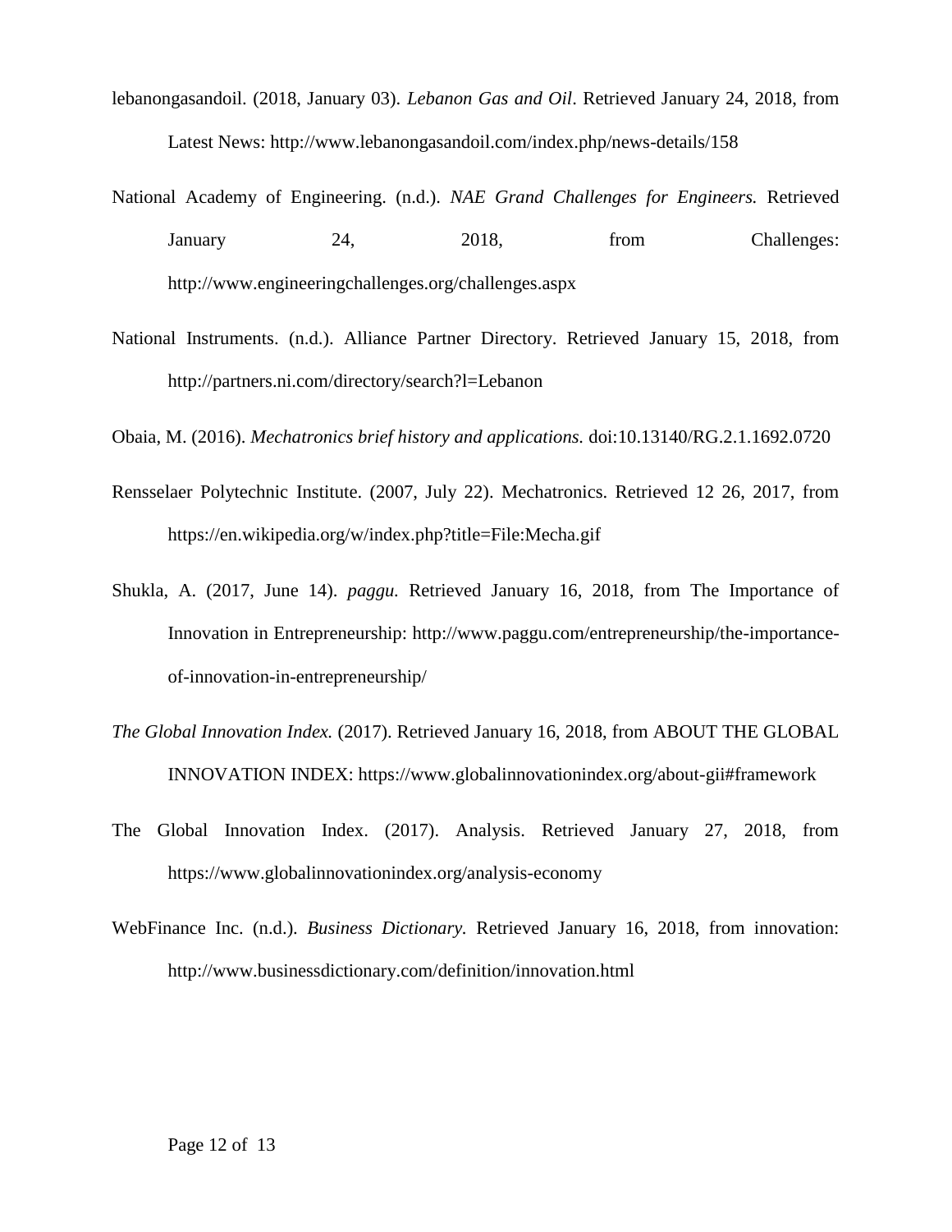lebanongasandoil. (2018, January 03). *Lebanon Gas and Oil*. Retrieved January 24, 2018, from Latest News: http://www.lebanongasandoil.com/index.php/news-details/158

National Academy of Engineering. (n.d.). *NAE Grand Challenges for Engineers.* Retrieved January 24, 2018, from Challenges: http://www.engineeringchallenges.org/challenges.aspx

National Instruments. (n.d.). Alliance Partner Directory. Retrieved January 15, 2018, from http://partners.ni.com/directory/search?l=Lebanon

Obaia, M. (2016). *Mechatronics brief history and applications.* doi:10.13140/RG.2.1.1692.0720

Rensselaer Polytechnic Institute. (2007, July 22). Mechatronics. Retrieved 12 26, 2017, from https://en.wikipedia.org/w/index.php?title=File:Mecha.gif

Shukla, A. (2017, June 14). *paggu.* Retrieved January 16, 2018, from The Importance of Innovation in Entrepreneurship: http://www.paggu.com/entrepreneurship/the-importance-of-innovation-in-entrepreneurship/

*The Global Innovation Index.* (2017). Retrieved January 16, 2018, from ABOUT THE GLOBAL INNOVATION INDEX: https://www.globalinnovationindex.org/about-gii#framework

The Global Innovation Index. (2017). Analysis. Retrieved January 27, 2018, from https://www.globalinnovationindex.org/analysis-economy

WebFinance Inc. (n.d.). *Business Dictionary.* Retrieved January 16, 2018, from innovation: http://www.businessdictionary.com/definition/innovation.html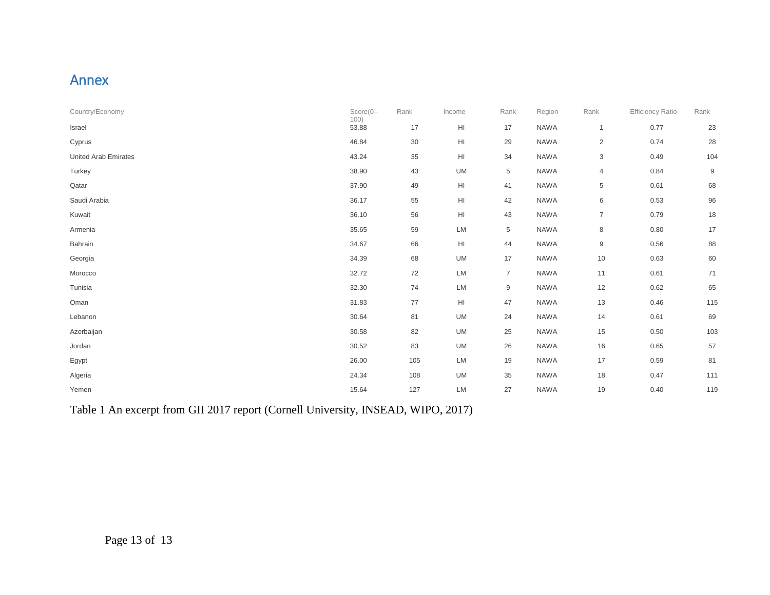## Annex

| Country/Economy | Score(0–100) | Rank | Income | Rank | Region | Rank | Efficiency Ratio | Rank |
|---|---|---|---|---|---|---|---|---|
| Israel | 53.88 | 17 | HI | 17 | NAWA | 1 | 0.77 | 23 |
| Cyprus | 46.84 | 30 | HI | 29 | NAWA | 2 | 0.74 | 28 |
| United Arab Emirates | 43.24 | 35 | HI | 34 | NAWA | 3 | 0.49 | 104 |
| Turkey | 38.90 | 43 | UM | 5 | NAWA | 4 | 0.84 | 9 |
| Qatar | 37.90 | 49 | HI | 41 | NAWA | 5 | 0.61 | 68 |
| Saudi Arabia | 36.17 | 55 | HI | 42 | NAWA | 6 | 0.53 | 96 |
| Kuwait | 36.10 | 56 | HI | 43 | NAWA | 7 | 0.79 | 18 |
| Armenia | 35.65 | 59 | LM | 5 | NAWA | 8 | 0.80 | 17 |
| Bahrain | 34.67 | 66 | HI | 44 | NAWA | 9 | 0.56 | 88 |
| Georgia | 34.39 | 68 | UM | 17 | NAWA | 10 | 0.63 | 60 |
| Morocco | 32.72 | 72 | LM | 7 | NAWA | 11 | 0.61 | 71 |
| Tunisia | 32.30 | 74 | LM | 9 | NAWA | 12 | 0.62 | 65 |
| Oman | 31.83 | 77 | HI | 47 | NAWA | 13 | 0.46 | 115 |
| Lebanon | 30.64 | 81 | UM | 24 | NAWA | 14 | 0.61 | 69 |
| Azerbaijan | 30.58 | 82 | UM | 25 | NAWA | 15 | 0.50 | 103 |
| Jordan | 30.52 | 83 | UM | 26 | NAWA | 16 | 0.65 | 57 |
| Egypt | 26.00 | 105 | LM | 19 | NAWA | 17 | 0.59 | 81 |
| Algeria | 24.34 | 108 | UM | 35 | NAWA | 18 | 0.47 | 111 |
| Yemen | 15.64 | 127 | LM | 27 | NAWA | 19 | 0.40 | 119 |

Table 1 An excerpt from GII 2017 report (Cornell University, INSEAD, WIPO, 2017)